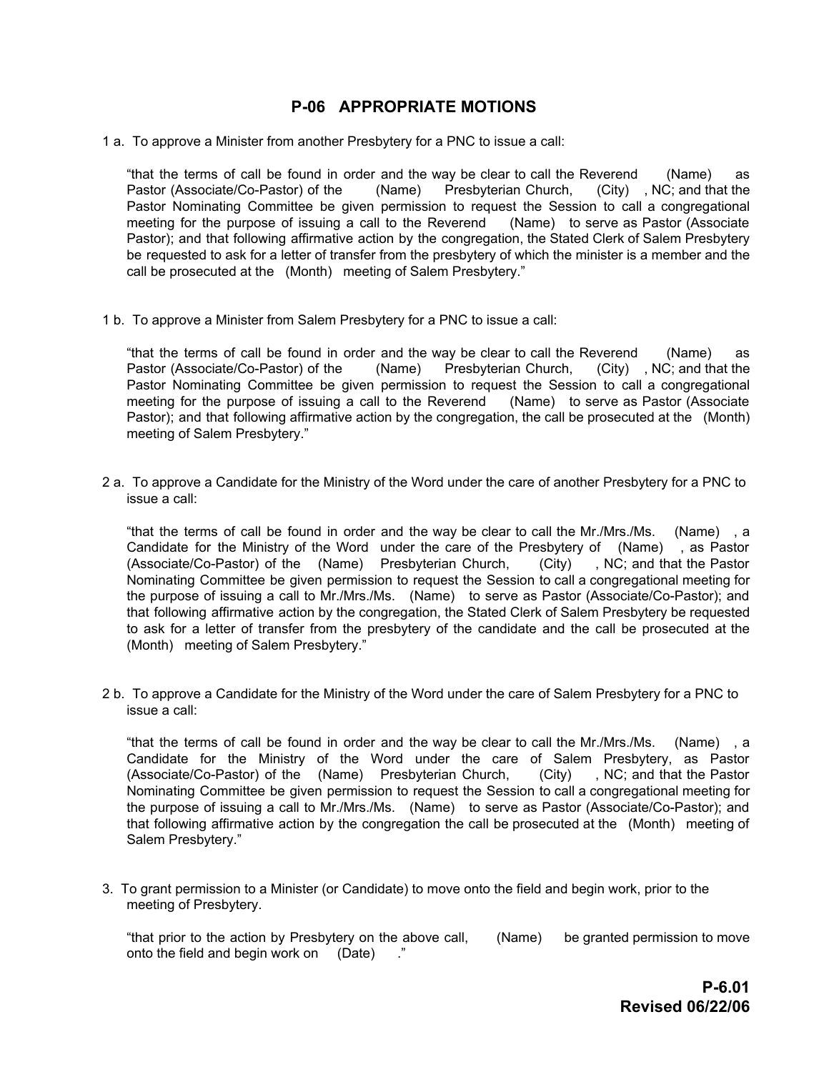# P-06 APPROPRIATE MOTIONS

1 a. To approve a Minister from another Presbytery for a PNC to issue a call:

> "that the terms of call be found in order and the way be clear to call the Reverend (Name) as Pastor (Associate/Co-Pastor) of the (Name) Presbyterian Church, (City) , NC; and that the Pastor Nominating Committee be given permission to request the Session to call a congregational meeting for the purpose of issuing a call to the Reverend (Name) to serve as Pastor (Associate Pastor); and that following affirmative action by the congregation, the Stated Clerk of Salem Presbytery be requested to ask for a letter of transfer from the presbytery of which the minister is a member and the call be prosecuted at the (Month) meeting of Salem Presbytery."

1 b. To approve a Minister from Salem Presbytery for a PNC to issue a call:

> "that the terms of call be found in order and the way be clear to call the Reverend (Name) as Pastor (Associate/Co-Pastor) of the (Name) Presbyterian Church, (City) , NC; and that the Pastor Nominating Committee be given permission to request the Session to call a congregational meeting for the purpose of issuing a call to the Reverend (Name) to serve as Pastor (Associate Pastor); and that following affirmative action by the congregation, the call be prosecuted at the (Month) meeting of Salem Presbytery."

2 a. To approve a Candidate for the Ministry of the Word under the care of another Presbytery for a PNC to issue a call:

> "that the terms of call be found in order and the way be clear to call the Mr./Mrs./Ms. (Name) , a Candidate for the Ministry of the Word under the care of the Presbytery of (Name) , as Pastor (Associate/Co-Pastor) of the (Name) Presbyterian Church, (City) , NC; and that the Pastor Nominating Committee be given permission to request the Session to call a congregational meeting for the purpose of issuing a call to Mr./Mrs./Ms. (Name) to serve as Pastor (Associate/Co-Pastor); and that following affirmative action by the congregation, the Stated Clerk of Salem Presbytery be requested to ask for a letter of transfer from the presbytery of the candidate and the call be prosecuted at the (Month) meeting of Salem Presbytery."

2 b. To approve a Candidate for the Ministry of the Word under the care of Salem Presbytery for a PNC to issue a call:

> "that the terms of call be found in order and the way be clear to call the Mr./Mrs./Ms. (Name) , a Candidate for the Ministry of the Word under the care of Salem Presbytery, as Pastor (Associate/Co-Pastor) of the (Name) Presbyterian Church, (City) , NC; and that the Pastor Nominating Committee be given permission to request the Session to call a congregational meeting for the purpose of issuing a call to Mr./Mrs./Ms. (Name) to serve as Pastor (Associate/Co-Pastor); and that following affirmative action by the congregation the call be prosecuted at the (Month) meeting of Salem Presbytery."

3. To grant permission to a Minister (or Candidate) to move onto the field and begin work, prior to the meeting of Presbytery.

> "that prior to the action by Presbytery on the above call, (Name) be granted permission to move onto the field and begin work on (Date) ."

**P-6.01**
**Revised 06/22/06**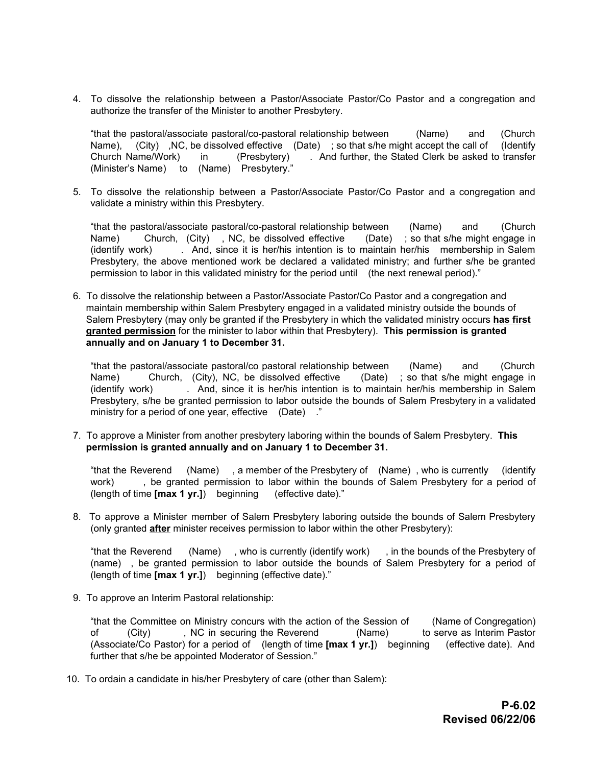4. To dissolve the relationship between a Pastor/Associate Pastor/Co Pastor and a congregation and authorize the transfer of the Minister to another Presbytery.

   "that the pastoral/associate pastoral/co-pastoral relationship between (Name) and (Church Name), (City) ,NC, be dissolved effective (Date) ; so that s/he might accept the call of (Identify Church Name/Work) in (Presbytery) . And further, the Stated Clerk be asked to transfer (Minister's Name) to (Name) Presbytery."

5. To dissolve the relationship between a Pastor/Associate Pastor/Co Pastor and a congregation and validate a ministry within this Presbytery.

   "that the pastoral/associate pastoral/co-pastoral relationship between (Name) and (Church Name) Church, (City) , NC, be dissolved effective (Date) ; so that s/he might engage in (identify work) . And, since it is her/his intention is to maintain her/his membership in Salem Presbytery, the above mentioned work be declared a validated ministry; and further s/he be granted permission to labor in this validated ministry for the period until (the next renewal period)."

6. To dissolve the relationship between a Pastor/Associate Pastor/Co Pastor and a congregation and maintain membership within Salem Presbytery engaged in a validated ministry outside the bounds of Salem Presbytery (may only be granted if the Presbytery in which the validated ministry occurs **<u>has first granted permission</u>** for the minister to labor within that Presbytery). **This permission is granted annually and on January 1 to December 31.**

   "that the pastoral/associate pastoral/co pastoral relationship between (Name) and (Church Name) Church, (City), NC, be dissolved effective (Date) ; so that s/he might engage in (identify work) . And, since it is her/his intention is to maintain her/his membership in Salem Presbytery, s/he be granted permission to labor outside the bounds of Salem Presbytery in a validated ministry for a period of one year, effective (Date) ."

7. To approve a Minister from another presbytery laboring within the bounds of Salem Presbytery. **This permission is granted annually and on January 1 to December 31.**

   "that the Reverend (Name) , a member of the Presbytery of (Name) , who is currently (identify work) , be granted permission to labor within the bounds of Salem Presbytery for a period of (length of time **[max 1 yr.]**) beginning (effective date)."

8. To approve a Minister member of Salem Presbytery laboring outside the bounds of Salem Presbytery (only granted **<u>after</u>** minister receives permission to labor within the other Presbytery):

   "that the Reverend (Name) , who is currently (identify work) , in the bounds of the Presbytery of (name) , be granted permission to labor outside the bounds of Salem Presbytery for a period of (length of time **[max 1 yr.]**) beginning (effective date)."

9. To approve an Interim Pastoral relationship:

   "that the Committee on Ministry concurs with the action of the Session of (Name of Congregation) of (City) , NC in securing the Reverend (Name) to serve as Interim Pastor (Associate/Co Pastor) for a period of (length of time **[max 1 yr.]**) beginning (effective date). And further that s/he be appointed Moderator of Session."

10. To ordain a candidate in his/her Presbytery of care (other than Salem):

**P-6.02**
**Revised 06/22/06**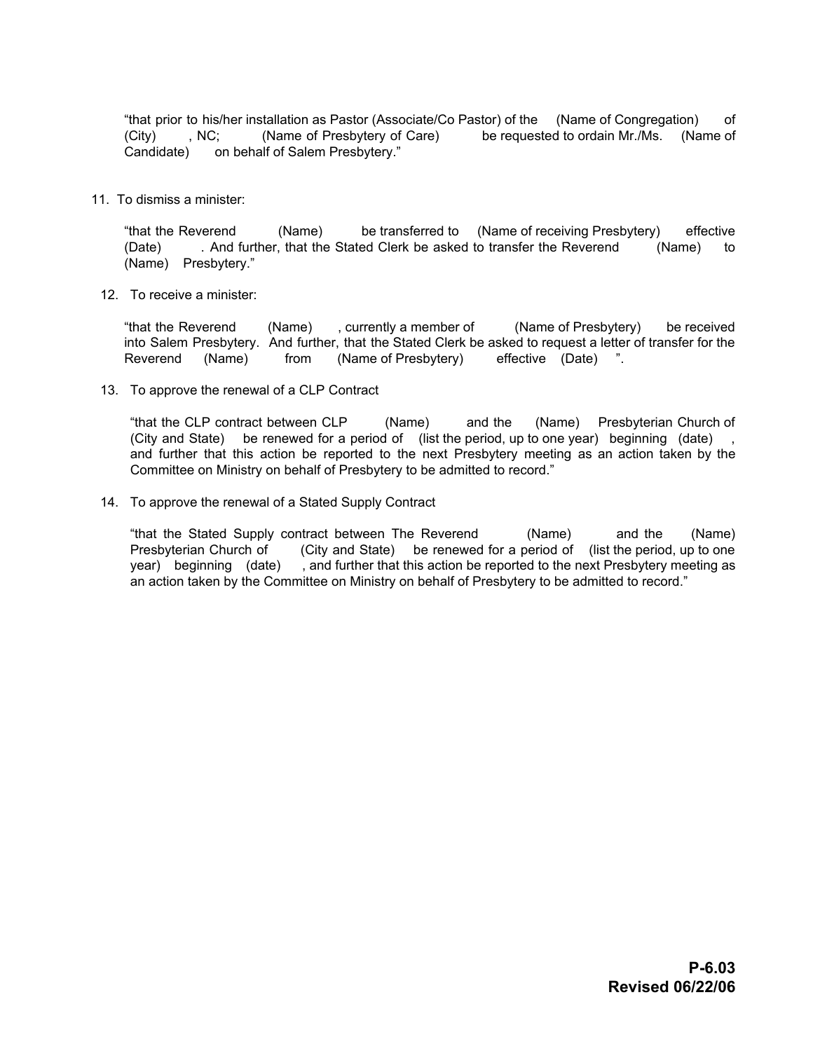"that prior to his/her installation as Pastor (Associate/Co Pastor) of the (Name of Congregation) of (City) , NC; (Name of Presbytery of Care) be requested to ordain Mr./Ms. (Name of Candidate) on behalf of Salem Presbytery."

11. To dismiss a minister:

    "that the Reverend (Name) be transferred to (Name of receiving Presbytery) effective (Date) . And further, that the Stated Clerk be asked to transfer the Reverend (Name) to (Name) Presbytery."

12. To receive a minister:

    "that the Reverend (Name) , currently a member of (Name of Presbytery) be received into Salem Presbytery. And further, that the Stated Clerk be asked to request a letter of transfer for the Reverend (Name) from (Name of Presbytery) effective (Date) ".

13. To approve the renewal of a CLP Contract

    "that the CLP contract between CLP (Name) and the (Name) Presbyterian Church of (City and State) be renewed for a period of (list the period, up to one year) beginning (date) , and further that this action be reported to the next Presbytery meeting as an action taken by the Committee on Ministry on behalf of Presbytery to be admitted to record."

14. To approve the renewal of a Stated Supply Contract

    "that the Stated Supply contract between The Reverend (Name) and the (Name) Presbyterian Church of (City and State) be renewed for a period of (list the period, up to one year) beginning (date) , and further that this action be reported to the next Presbytery meeting as an action taken by the Committee on Ministry on behalf of Presbytery to be admitted to record."

**P-6.03**
**Revised 06/22/06**